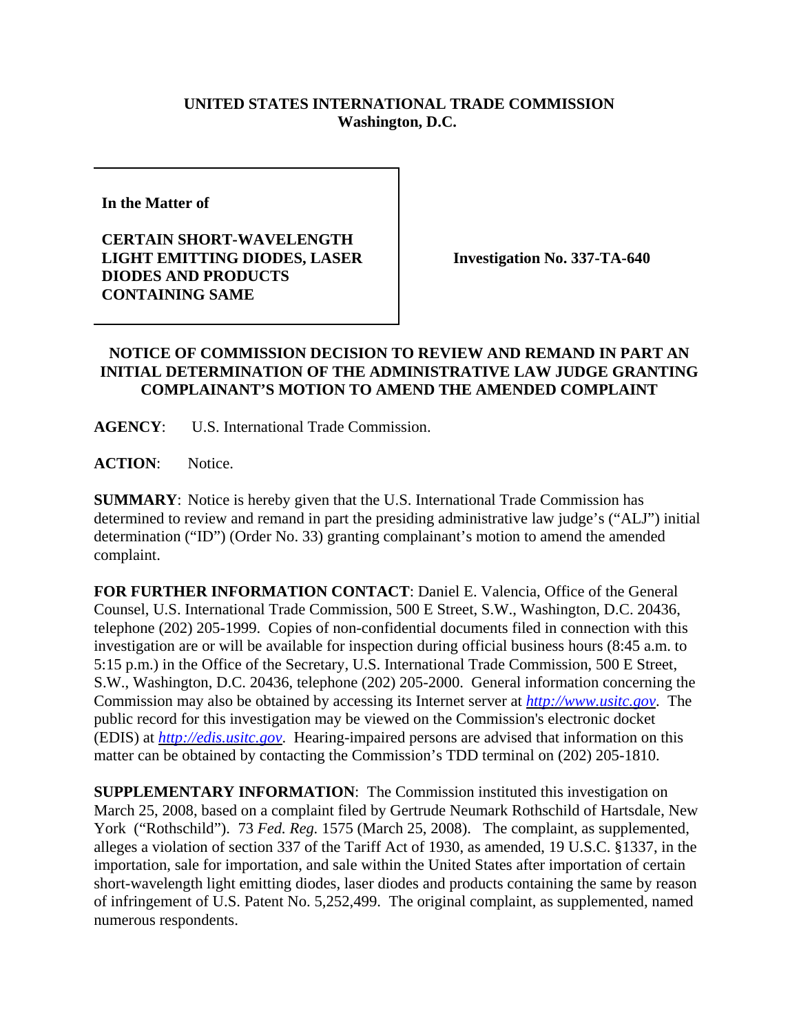**UNITED STATES INTERNATIONAL TRADE COMMISSION**
**Washington, D.C.**

| | |
|---|---|
| **In the Matter of**<br><br>**CERTAIN SHORT-WAVELENGTH LIGHT EMITTING DIODES, LASER DIODES AND PRODUCTS CONTAINING SAME** | **Investigation No. 337-TA-640** |

**NOTICE OF COMMISSION DECISION TO REVIEW AND REMAND IN PART AN INITIAL DETERMINATION OF THE ADMINISTRATIVE LAW JUDGE GRANTING COMPLAINANT'S MOTION TO AMEND THE AMENDED COMPLAINT**

**AGENCY**: U.S. International Trade Commission.

**ACTION**: Notice.

**SUMMARY**: Notice is hereby given that the U.S. International Trade Commission has determined to review and remand in part the presiding administrative law judge's ("ALJ") initial determination ("ID") (Order No. 33) granting complainant's motion to amend the amended complaint.

**FOR FURTHER INFORMATION CONTACT**: Daniel E. Valencia, Office of the General Counsel, U.S. International Trade Commission, 500 E Street, S.W., Washington, D.C. 20436, telephone (202) 205-1999. Copies of non-confidential documents filed in connection with this investigation are or will be available for inspection during official business hours (8:45 a.m. to 5:15 p.m.) in the Office of the Secretary, U.S. International Trade Commission, 500 E Street, S.W., Washington, D.C. 20436, telephone (202) 205-2000. General information concerning the Commission may also be obtained by accessing its Internet server at *http://www.usitc.gov*. The public record for this investigation may be viewed on the Commission's electronic docket (EDIS) at *http://edis.usitc.gov*. Hearing-impaired persons are advised that information on this matter can be obtained by contacting the Commission's TDD terminal on (202) 205-1810.

**SUPPLEMENTARY INFORMATION**: The Commission instituted this investigation on March 25, 2008, based on a complaint filed by Gertrude Neumark Rothschild of Hartsdale, New York ("Rothschild"). 73 *Fed. Reg.* 1575 (March 25, 2008). The complaint, as supplemented, alleges a violation of section 337 of the Tariff Act of 1930, as amended, 19 U.S.C. §1337, in the importation, sale for importation, and sale within the United States after importation of certain short-wavelength light emitting diodes, laser diodes and products containing the same by reason of infringement of U.S. Patent No. 5,252,499. The original complaint, as supplemented, named numerous respondents.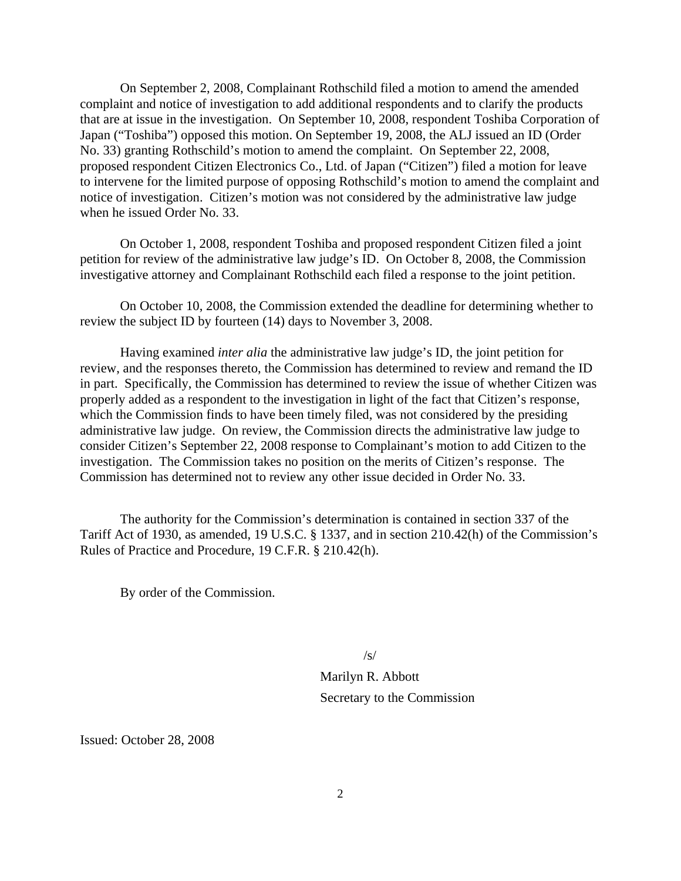On September 2, 2008, Complainant Rothschild filed a motion to amend the amended complaint and notice of investigation to add additional respondents and to clarify the products that are at issue in the investigation. On September 10, 2008, respondent Toshiba Corporation of Japan ("Toshiba") opposed this motion. On September 19, 2008, the ALJ issued an ID (Order No. 33) granting Rothschild's motion to amend the complaint. On September 22, 2008, proposed respondent Citizen Electronics Co., Ltd. of Japan ("Citizen") filed a motion for leave to intervene for the limited purpose of opposing Rothschild's motion to amend the complaint and notice of investigation. Citizen's motion was not considered by the administrative law judge when he issued Order No. 33.

On October 1, 2008, respondent Toshiba and proposed respondent Citizen filed a joint petition for review of the administrative law judge's ID. On October 8, 2008, the Commission investigative attorney and Complainant Rothschild each filed a response to the joint petition.

On October 10, 2008, the Commission extended the deadline for determining whether to review the subject ID by fourteen (14) days to November 3, 2008.

Having examined *inter alia* the administrative law judge's ID, the joint petition for review, and the responses thereto, the Commission has determined to review and remand the ID in part. Specifically, the Commission has determined to review the issue of whether Citizen was properly added as a respondent to the investigation in light of the fact that Citizen's response, which the Commission finds to have been timely filed, was not considered by the presiding administrative law judge. On review, the Commission directs the administrative law judge to consider Citizen's September 22, 2008 response to Complainant's motion to add Citizen to the investigation. The Commission takes no position on the merits of Citizen's response. The Commission has determined not to review any other issue decided in Order No. 33.

The authority for the Commission's determination is contained in section 337 of the Tariff Act of 1930, as amended, 19 U.S.C. § 1337, and in section 210.42(h) of the Commission's Rules of Practice and Procedure, 19 C.F.R. § 210.42(h).

By order of the Commission.

/s/

Marilyn R. Abbott
Secretary to the Commission

Issued: October 28, 2008